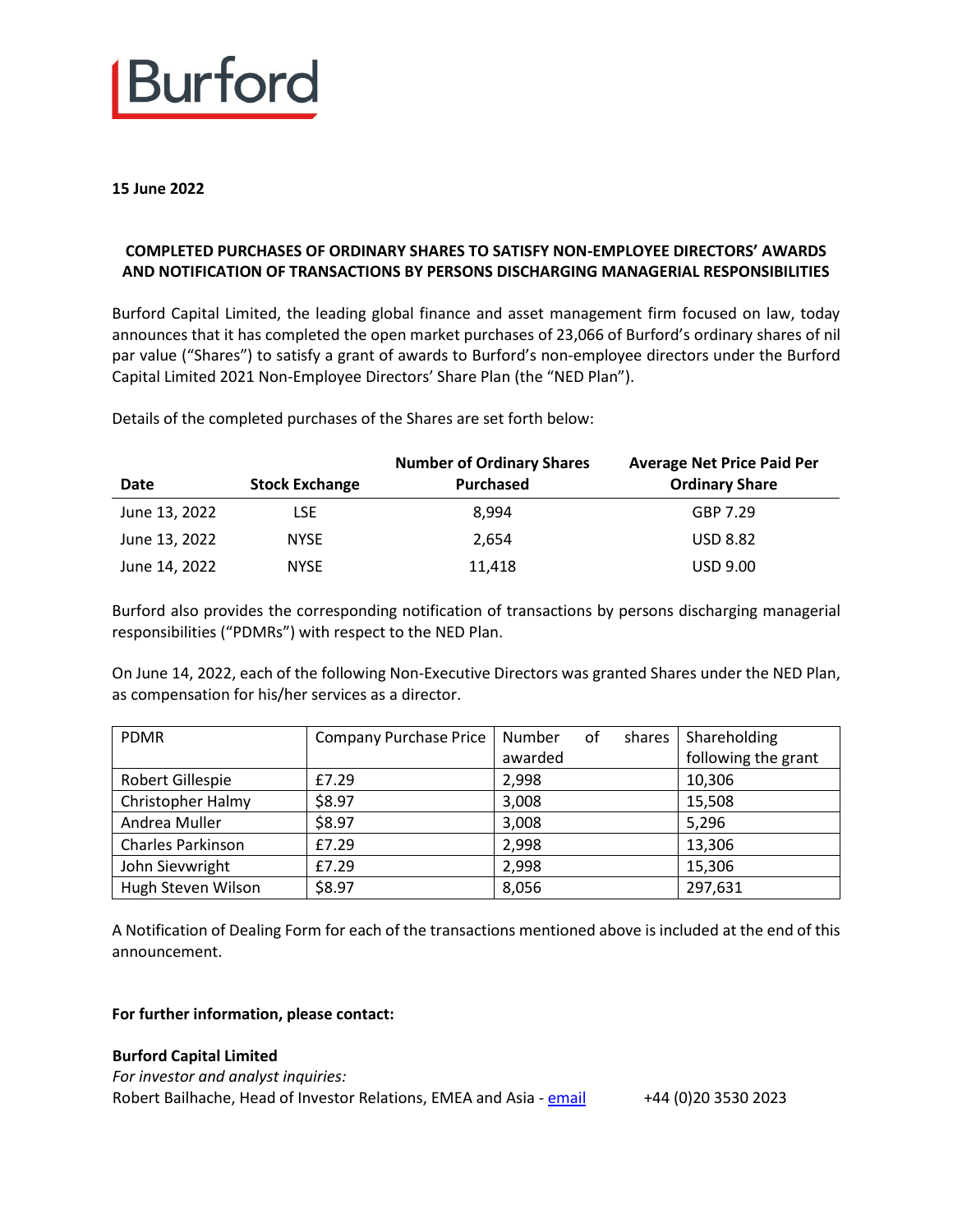Burford

**15 June 2022**

**COMPLETED PURCHASES OF ORDINARY SHARES TO SATISFY NON-EMPLOYEE DIRECTORS' AWARDS AND NOTIFICATION OF TRANSACTIONS BY PERSONS DISCHARGING MANAGERIAL RESPONSIBILITIES**

Burford Capital Limited, the leading global finance and asset management firm focused on law, today announces that it has completed the open market purchases of 23,066 of Burford's ordinary shares of nil par value ("Shares") to satisfy a grant of awards to Burford's non-employee directors under the Burford Capital Limited 2021 Non-Employee Directors' Share Plan (the "NED Plan").

Details of the completed purchases of the Shares are set forth below:

| Date | Stock Exchange | Number of Ordinary Shares Purchased | Average Net Price Paid Per Ordinary Share |
|---|---|---|---|
| June 13, 2022 | LSE | 8,994 | GBP 7.29 |
| June 13, 2022 | NYSE | 2,654 | USD 8.82 |
| June 14, 2022 | NYSE | 11,418 | USD 9.00 |

Burford also provides the corresponding notification of transactions by persons discharging managerial responsibilities ("PDMRs") with respect to the NED Plan.

On June 14, 2022, each of the following Non-Executive Directors was granted Shares under the NED Plan, as compensation for his/her services as a director.

| PDMR | Company Purchase Price | Number of shares awarded | Shareholding following the grant |
|---|---|---|---|
| Robert Gillespie | £7.29 | 2,998 | 10,306 |
| Christopher Halmy | $8.97 | 3,008 | 15,508 |
| Andrea Muller | $8.97 | 3,008 | 5,296 |
| Charles Parkinson | £7.29 | 2,998 | 13,306 |
| John Sievwright | £7.29 | 2,998 | 15,306 |
| Hugh Steven Wilson | $8.97 | 8,056 | 297,631 |

A Notification of Dealing Form for each of the transactions mentioned above is included at the end of this announcement.

**For further information, please contact:**

**Burford Capital Limited**
*For investor and analyst inquiries:*
Robert Bailhache, Head of Investor Relations, EMEA and Asia - email +44 (0)20 3530 2023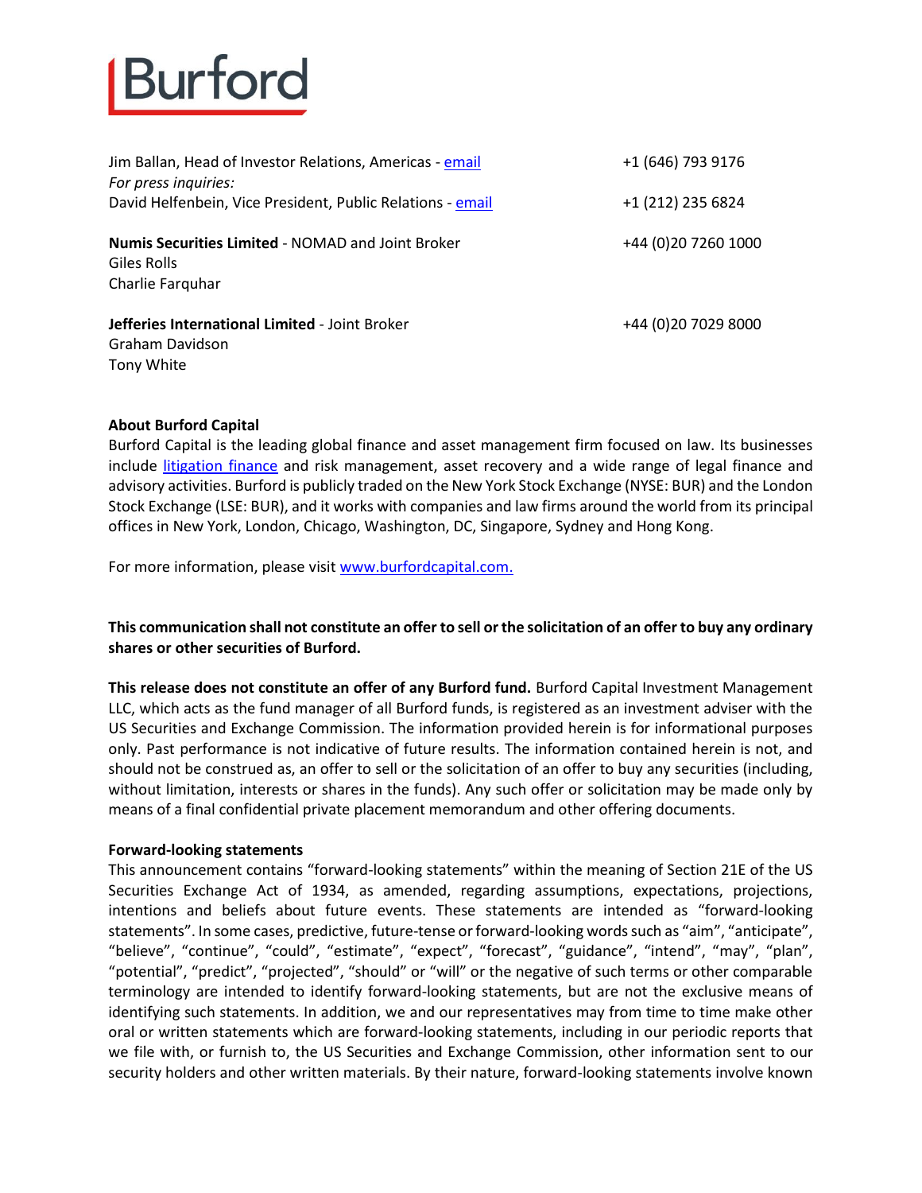Jim Ballan, Head of Investor Relations, Americas - [email](mailto:) +1 (646) 793 9176

*For press inquiries:*

David Helfenbein, Vice President, Public Relations - [email](mailto:) +1 (212) 235 6824

**Numis Securities Limited** - NOMAD and Joint Broker +44 (0)20 7260 1000
Giles Rolls
Charlie Farquhar

**Jefferies International Limited** - Joint Broker +44 (0)20 7029 8000
Graham Davidson
Tony White

**About Burford Capital**

Burford Capital is the leading global finance and asset management firm focused on law. Its businesses include litigation finance and risk management, asset recovery and a wide range of legal finance and advisory activities. Burford is publicly traded on the New York Stock Exchange (NYSE: BUR) and the London Stock Exchange (LSE: BUR), and it works with companies and law firms around the world from its principal offices in New York, London, Chicago, Washington, DC, Singapore, Sydney and Hong Kong.

For more information, please visit www.burfordcapital.com.

**This communication shall not constitute an offer to sell or the solicitation of an offer to buy any ordinary shares or other securities of Burford.**

**This release does not constitute an offer of any Burford fund.** Burford Capital Investment Management LLC, which acts as the fund manager of all Burford funds, is registered as an investment adviser with the US Securities and Exchange Commission. The information provided herein is for informational purposes only. Past performance is not indicative of future results. The information contained herein is not, and should not be construed as, an offer to sell or the solicitation of an offer to buy any securities (including, without limitation, interests or shares in the funds). Any such offer or solicitation may be made only by means of a final confidential private placement memorandum and other offering documents.

**Forward-looking statements**

This announcement contains "forward-looking statements" within the meaning of Section 21E of the US Securities Exchange Act of 1934, as amended, regarding assumptions, expectations, projections, intentions and beliefs about future events. These statements are intended as "forward-looking statements". In some cases, predictive, future-tense or forward-looking words such as "aim", "anticipate", "believe", "continue", "could", "estimate", "expect", "forecast", "guidance", "intend", "may", "plan", "potential", "predict", "projected", "should" or "will" or the negative of such terms or other comparable terminology are intended to identify forward-looking statements, but are not the exclusive means of identifying such statements. In addition, we and our representatives may from time to time make other oral or written statements which are forward-looking statements, including in our periodic reports that we file with, or furnish to, the US Securities and Exchange Commission, other information sent to our security holders and other written materials. By their nature, forward-looking statements involve known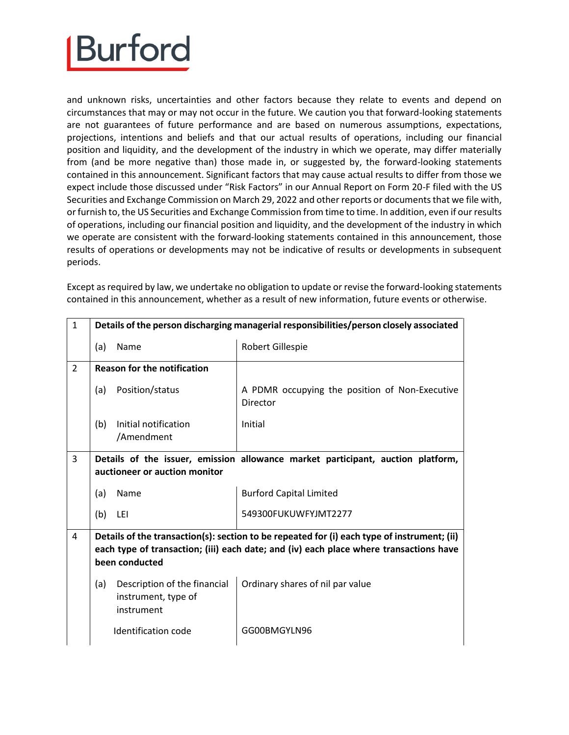and unknown risks, uncertainties and other factors because they relate to events and depend on circumstances that may or may not occur in the future. We caution you that forward-looking statements are not guarantees of future performance and are based on numerous assumptions, expectations, projections, intentions and beliefs and that our actual results of operations, including our financial position and liquidity, and the development of the industry in which we operate, may differ materially from (and be more negative than) those made in, or suggested by, the forward-looking statements contained in this announcement. Significant factors that may cause actual results to differ from those we expect include those discussed under "Risk Factors" in our Annual Report on Form 20-F filed with the US Securities and Exchange Commission on March 29, 2022 and other reports or documents that we file with, or furnish to, the US Securities and Exchange Commission from time to time. In addition, even if our results of operations, including our financial position and liquidity, and the development of the industry in which we operate are consistent with the forward-looking statements contained in this announcement, those results of operations or developments may not be indicative of results or developments in subsequent periods.

Except as required by law, we undertake no obligation to update or revise the forward-looking statements contained in this announcement, whether as a result of new information, future events or otherwise.

| | | |
|---|---|---|
| 1 | **Details of the person discharging managerial responsibilities/person closely associated** | |
| | (a) Name | Robert Gillespie |
| 2 | **Reason for the notification** | |
| | (a) Position/status | A PDMR occupying the position of Non-Executive Director |
| | (b) Initial notification /Amendment | Initial |
| 3 | **Details of the issuer, emission allowance market participant, auction platform, auctioneer or auction monitor** | |
| | (a) Name | Burford Capital Limited |
| | (b) LEI | 549300FUKUWFYJMT2277 |
| 4 | **Details of the transaction(s): section to be repeated for (i) each type of instrument; (ii) each type of transaction; (iii) each date; and (iv) each place where transactions have been conducted** | |
| | (a) Description of the financial instrument, type of instrument | Ordinary shares of nil par value |
| | Identification code | GG00BMGYLN96 |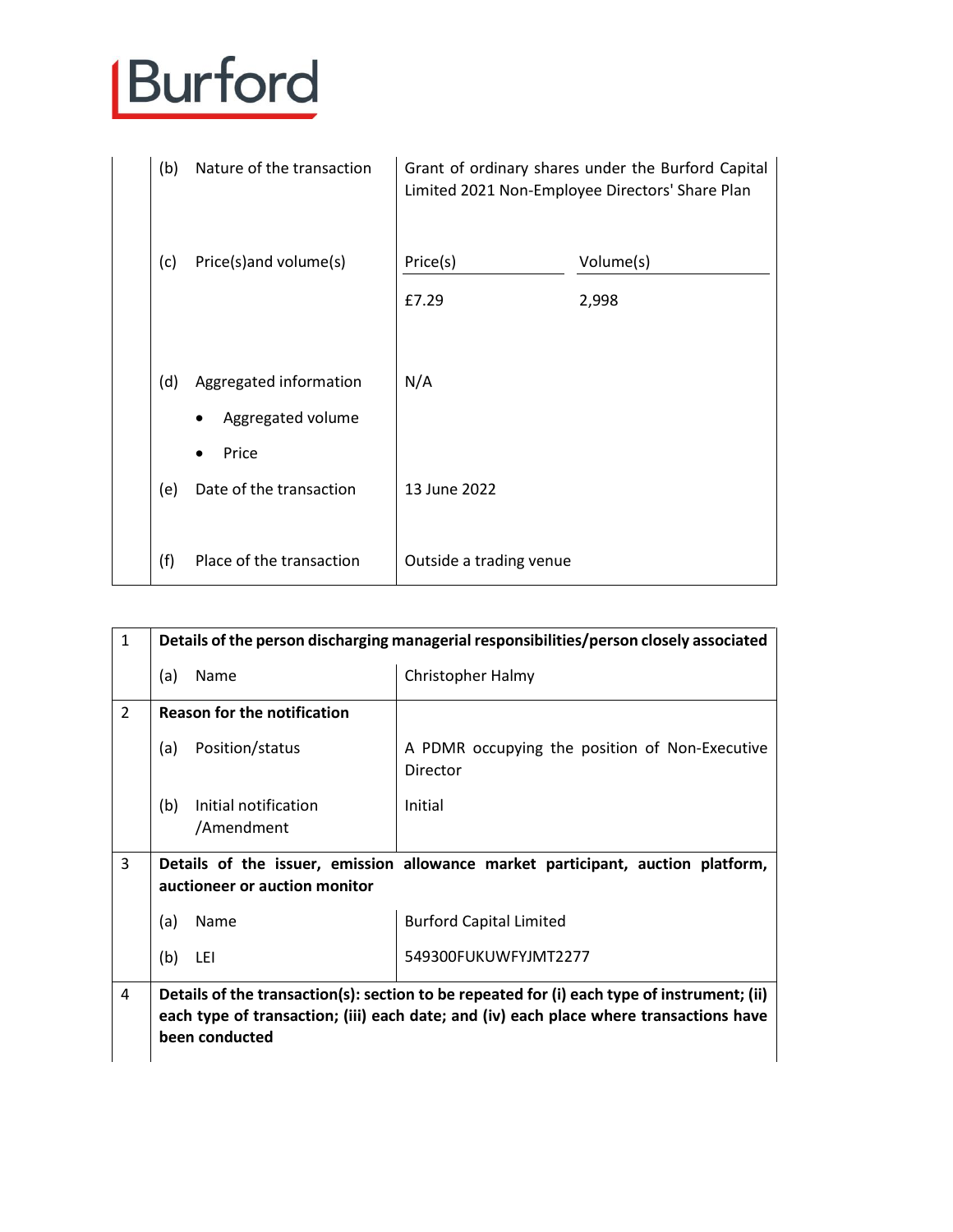| | | | |
|---|---|---|---|
| | (b) Nature of the transaction | Grant of ordinary shares under the Burford Capital Limited 2021 Non-Employee Directors' Share Plan | |
| | (c) Price(s)and volume(s) | Price(s) | Volume(s) |
| | | £7.29 | 2,998 |
| | (d) Aggregated information<br>• Aggregated volume<br>• Price | N/A | |
| | (e) Date of the transaction | 13 June 2022 | |
| | (f) Place of the transaction | Outside a trading venue | |

| | | |
|---|---|---|
| 1 | **Details of the person discharging managerial responsibilities/person closely associated** | |
| | (a) Name | Christopher Halmy |
| 2 | **Reason for the notification** | |
| | (a) Position/status | A PDMR occupying the position of Non-Executive Director |
| | (b) Initial notification /Amendment | Initial |
| 3 | **Details of the issuer, emission allowance market participant, auction platform, auctioneer or auction monitor** | |
| | (a) Name | Burford Capital Limited |
| | (b) LEI | 549300FUKUWFYJMT2277 |
| 4 | **Details of the transaction(s): section to be repeated for (i) each type of instrument; (ii) each type of transaction; (iii) each date; and (iv) each place where transactions have been conducted** | |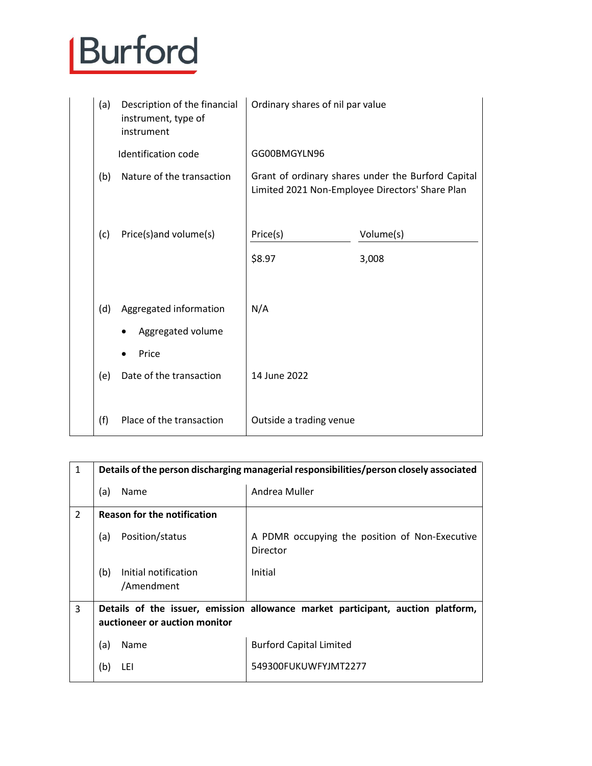| | | | |
|---|---|---|---|
| | (a) Description of the financial instrument, type of instrument | Ordinary shares of nil par value | |
| | Identification code | GG00BMGYLN96 | |
| | (b) Nature of the transaction | Grant of ordinary shares under the Burford Capital Limited 2021 Non-Employee Directors' Share Plan | |
| | (c) Price(s)and volume(s) | Price(s) | Volume(s) |
| | | $8.97 | 3,008 |
| | (d) Aggregated information<br>• Aggregated volume<br>• Price | N/A | |
| | (e) Date of the transaction | 14 June 2022 | |
| | (f) Place of the transaction | Outside a trading venue | |

| | | |
|---|---|---|
| 1 | **Details of the person discharging managerial responsibilities/person closely associated** | |
| | (a) Name | Andrea Muller |
| 2 | **Reason for the notification** | |
| | (a) Position/status | A PDMR occupying the position of Non-Executive Director |
| | (b) Initial notification /Amendment | Initial |
| 3 | **Details of the issuer, emission allowance market participant, auction platform, auctioneer or auction monitor** | |
| | (a) Name | Burford Capital Limited |
| | (b) LEI | 549300FUKUWFYJMT2277 |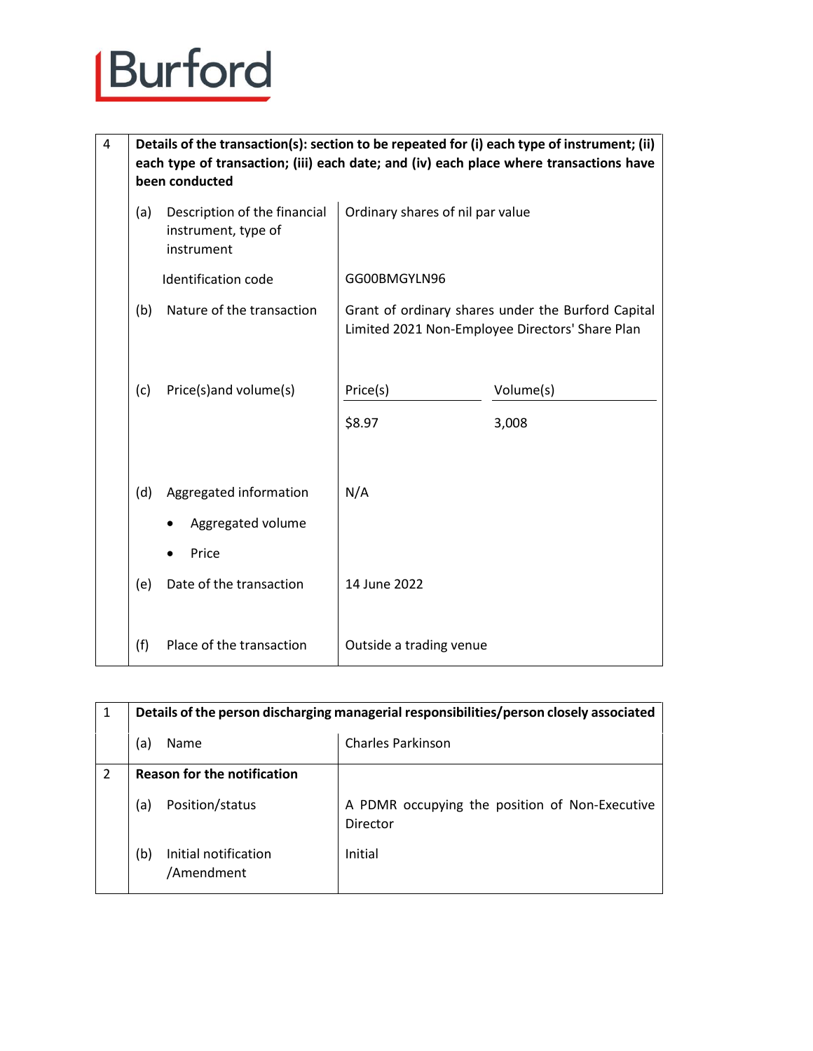| 4 | Details of the transaction(s): section to be repeated for (i) each type of instrument; (ii) each type of transaction; (iii) each date; and (iv) each place where transactions have been conducted | | |
|---|---|---|---|
| | (a) Description of the financial instrument, type of instrument | Ordinary shares of nil par value | |
| | Identification code | GG00BMGYLN96 | |
| | (b) Nature of the transaction | Grant of ordinary shares under the Burford Capital Limited 2021 Non-Employee Directors' Share Plan | |
| | (c) Price(s)and volume(s) | Price(s) | Volume(s) |
| | | $8.97 | 3,008 |
| | (d) Aggregated information<br>• Aggregated volume<br>• Price | N/A | |
| | (e) Date of the transaction | 14 June 2022 | |
| | (f) Place of the transaction | Outside a trading venue | |

| 1 | Details of the person discharging managerial responsibilities/person closely associated | |
|---|---|---|
| | (a) Name | Charles Parkinson |
| 2 | Reason for the notification | |
| | (a) Position/status | A PDMR occupying the position of Non-Executive Director |
| | (b) Initial notification /Amendment | Initial |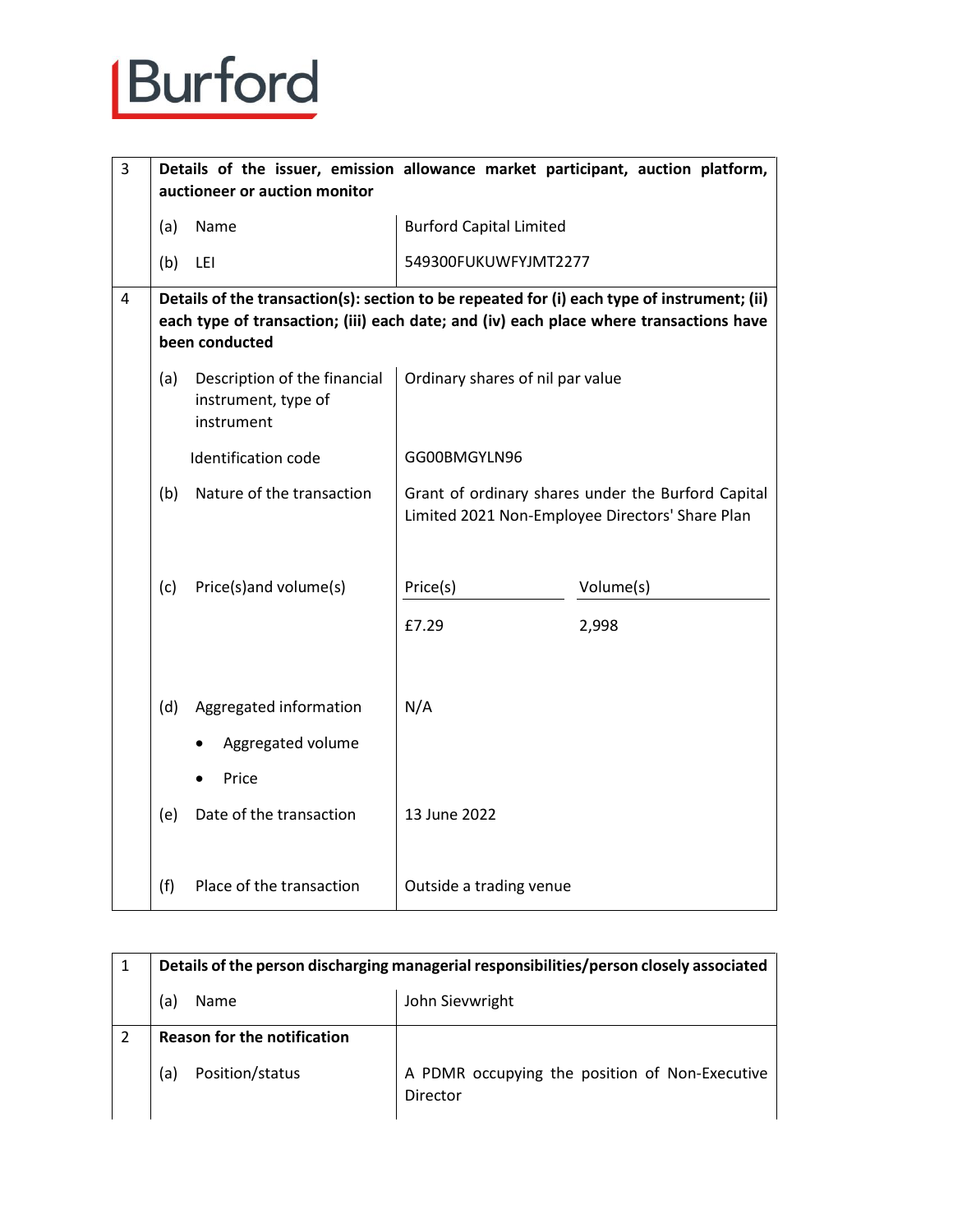| 3 | Details of the issuer, emission allowance market participant, auction platform, auctioneer or auction monitor | | |
|---|---|---|---|
| | (a) Name | Burford Capital Limited | |
| | (b) LEI | 549300FUKUWFYJMT2277 | |
| 4 | Details of the transaction(s): section to be repeated for (i) each type of instrument; (ii) each type of transaction; (iii) each date; and (iv) each place where transactions have been conducted | | |
| | (a) Description of the financial instrument, type of instrument | Ordinary shares of nil par value | |
| | Identification code | GG00BMGYLN96 | |
| | (b) Nature of the transaction | Grant of ordinary shares under the Burford Capital Limited 2021 Non-Employee Directors' Share Plan | |
| | (c) Price(s)and volume(s) | Price(s) | Volume(s) |
| | | £7.29 | 2,998 |
| | (d) Aggregated information<br>• Aggregated volume<br>• Price | N/A | |
| | (e) Date of the transaction | 13 June 2022 | |
| | (f) Place of the transaction | Outside a trading venue | |

| 1 | Details of the person discharging managerial responsibilities/person closely associated | |
|---|---|---|
| | (a) Name | John Sievwright |
| 2 | Reason for the notification | |
| | (a) Position/status | A PDMR occupying the position of Non-Executive Director |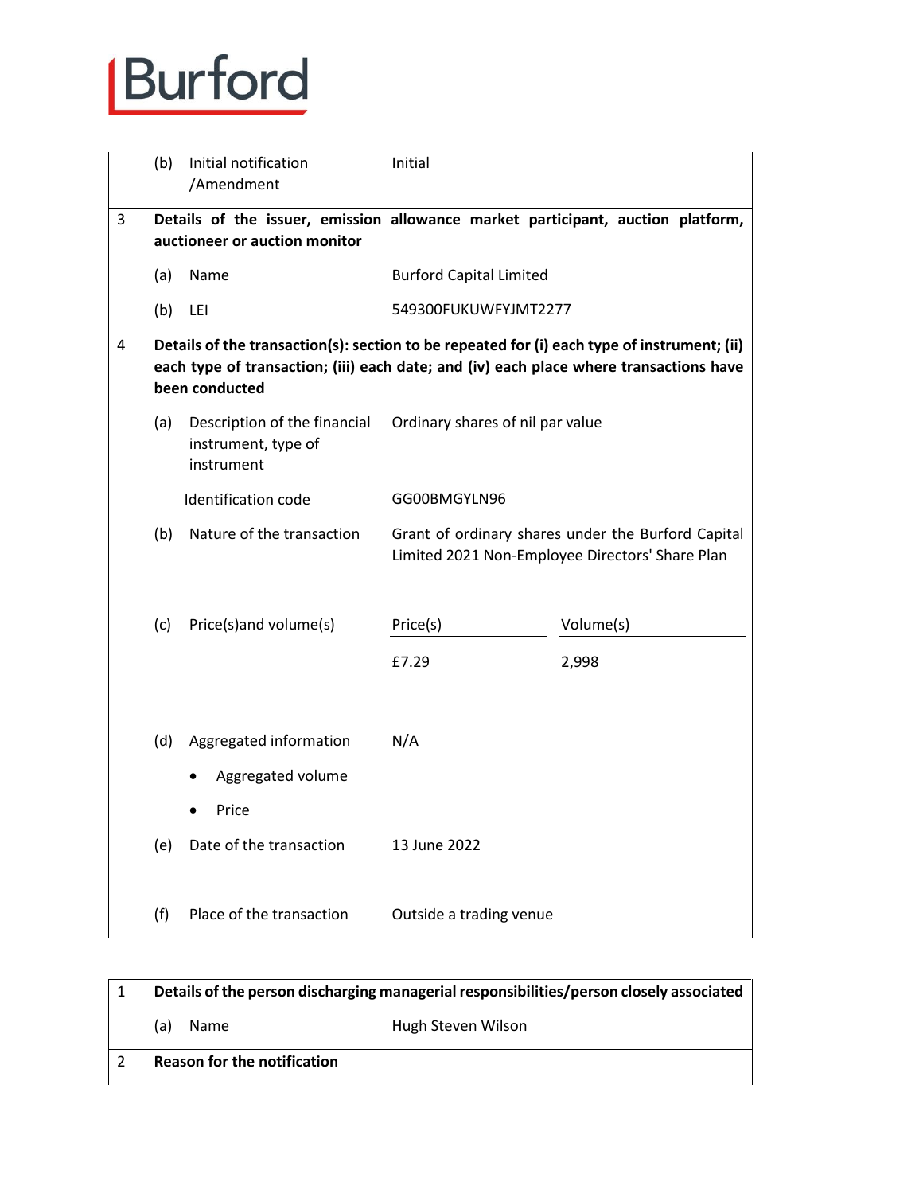| | | | | |
|---|---|---|---|---|
| | (b) | Initial notification /Amendment | Initial | |
| 3 | **Details of the issuer, emission allowance market participant, auction platform, auctioneer or auction monitor** | | | |
| | (a) | Name | Burford Capital Limited | |
| | (b) | LEI | 549300FUKUWFYJMT2277 | |
| 4 | **Details of the transaction(s): section to be repeated for (i) each type of instrument; (ii) each type of transaction; (iii) each date; and (iv) each place where transactions have been conducted** | | | |
| | (a) | Description of the financial instrument, type of instrument | Ordinary shares of nil par value | |
| | | Identification code | GG00BMGYLN96 | |
| | (b) | Nature of the transaction | Grant of ordinary shares under the Burford Capital Limited 2021 Non-Employee Directors' Share Plan | |
| | (c) | Price(s)and volume(s) | Price(s) | Volume(s) |
| | | | £7.29 | 2,998 |
| | (d) | Aggregated information<br>• Aggregated volume<br>• Price | N/A | |
| | (e) | Date of the transaction | 13 June 2022 | |
| | (f) | Place of the transaction | Outside a trading venue | |

| | | | |
|---|---|---|---|
| 1 | **Details of the person discharging managerial responsibilities/person closely associated** | | |
| | (a) | Name | Hugh Steven Wilson |
| 2 | **Reason for the notification** | | |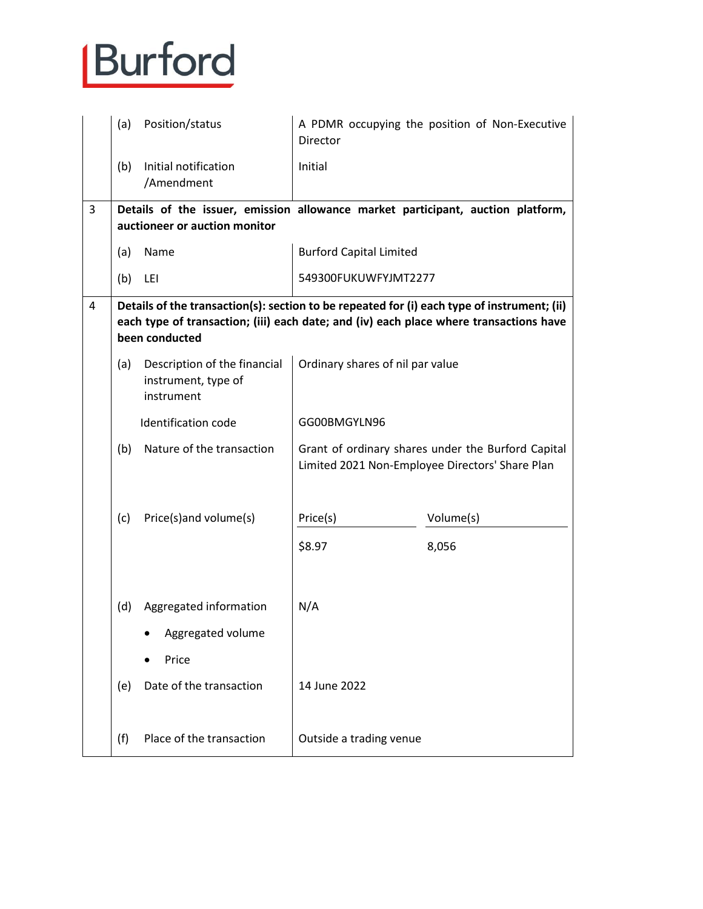| | | | | |
|---|---|---|---|---|
| | (a) | Position/status | A PDMR occupying the position of Non-Executive Director | |
| | (b) | Initial notification /Amendment | Initial | |
| 3 | Details of the issuer, emission allowance market participant, auction platform, auctioneer or auction monitor | | | |
| | (a) | Name | Burford Capital Limited | |
| | (b) | LEI | 549300FUKUWFYJMT2277 | |
| 4 | Details of the transaction(s): section to be repeated for (i) each type of instrument; (ii) each type of transaction; (iii) each date; and (iv) each place where transactions have been conducted | | | |
| | (a) | Description of the financial instrument, type of instrument | Ordinary shares of nil par value | |
| | | Identification code | GG00BMGYLN96 | |
| | (b) | Nature of the transaction | Grant of ordinary shares under the Burford Capital Limited 2021 Non-Employee Directors' Share Plan | |
| | (c) | Price(s)and volume(s) | Price(s) | Volume(s) |
| | | | $8.97 | 8,056 |
| | (d) | Aggregated information<br>• Aggregated volume<br>• Price | N/A | |
| | (e) | Date of the transaction | 14 June 2022 | |
| | (f) | Place of the transaction | Outside a trading venue | |